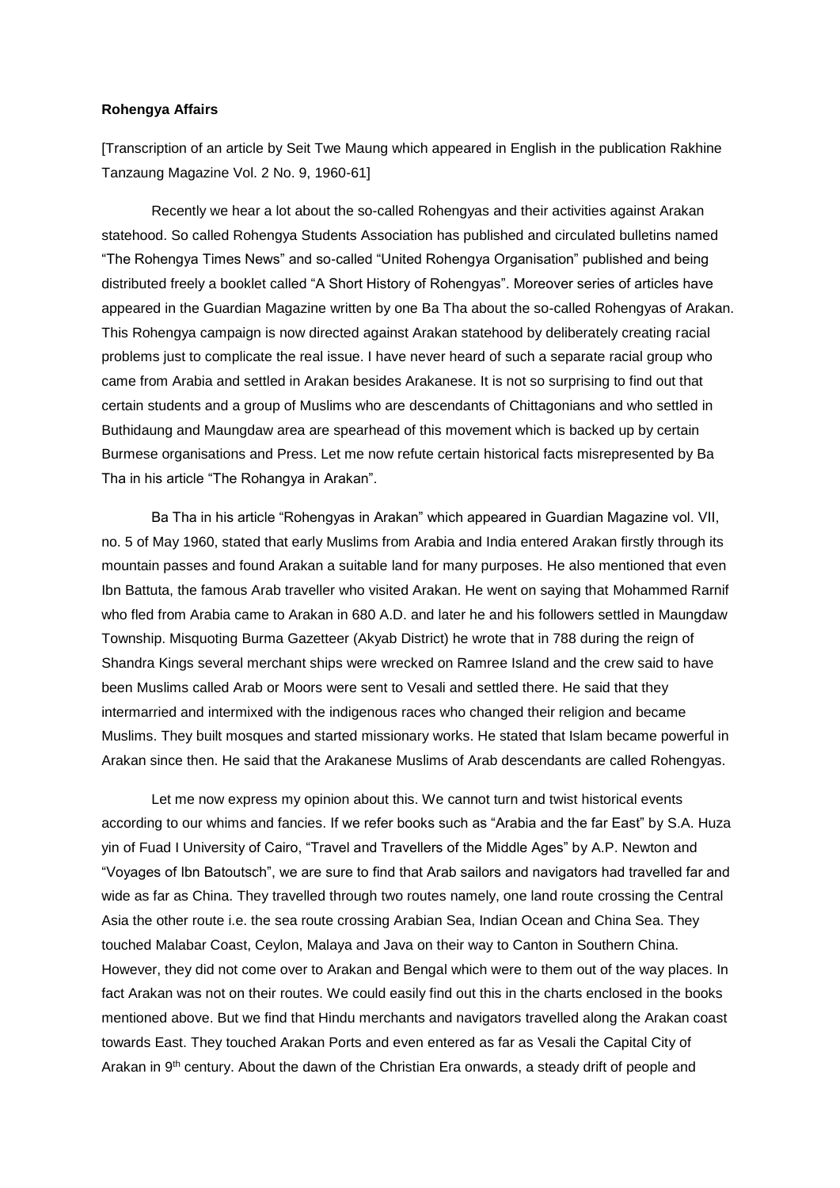**Rohengya Affairs**

[Transcription of an article by Seit Twe Maung which appeared in English in the publication Rakhine Tanzaung Magazine Vol. 2 No. 9, 1960-61]

Recently we hear a lot about the so-called Rohengyas and their activities against Arakan statehood. So called Rohengya Students Association has published and circulated bulletins named "The Rohengya Times News" and so-called "United Rohengya Organisation" published and being distributed freely a booklet called "A Short History of Rohengyas". Moreover series of articles have appeared in the Guardian Magazine written by one Ba Tha about the so-called Rohengyas of Arakan. This Rohengya campaign is now directed against Arakan statehood by deliberately creating racial problems just to complicate the real issue. I have never heard of such a separate racial group who came from Arabia and settled in Arakan besides Arakanese. It is not so surprising to find out that certain students and a group of Muslims who are descendants of Chittagonians and who settled in Buthidaung and Maungdaw area are spearhead of this movement which is backed up by certain Burmese organisations and Press. Let me now refute certain historical facts misrepresented by Ba Tha in his article "The Rohangya in Arakan".

Ba Tha in his article "Rohengyas in Arakan" which appeared in Guardian Magazine vol. VII, no. 5 of May 1960, stated that early Muslims from Arabia and India entered Arakan firstly through its mountain passes and found Arakan a suitable land for many purposes. He also mentioned that even Ibn Battuta, the famous Arab traveller who visited Arakan. He went on saying that Mohammed Rarnif who fled from Arabia came to Arakan in 680 A.D. and later he and his followers settled in Maungdaw Township. Misquoting Burma Gazetteer (Akyab District) he wrote that in 788 during the reign of Shandra Kings several merchant ships were wrecked on Ramree Island and the crew said to have been Muslims called Arab or Moors were sent to Vesali and settled there. He said that they intermarried and intermixed with the indigenous races who changed their religion and became Muslims. They built mosques and started missionary works. He stated that Islam became powerful in Arakan since then. He said that the Arakanese Muslims of Arab descendants are called Rohengyas.

Let me now express my opinion about this. We cannot turn and twist historical events according to our whims and fancies. If we refer books such as "Arabia and the far East" by S.A. Huza yin of Fuad I University of Cairo, "Travel and Travellers of the Middle Ages" by A.P. Newton and "Voyages of Ibn Batoutsch", we are sure to find that Arab sailors and navigators had travelled far and wide as far as China. They travelled through two routes namely, one land route crossing the Central Asia the other route i.e. the sea route crossing Arabian Sea, Indian Ocean and China Sea. They touched Malabar Coast, Ceylon, Malaya and Java on their way to Canton in Southern China. However, they did not come over to Arakan and Bengal which were to them out of the way places. In fact Arakan was not on their routes. We could easily find out this in the charts enclosed in the books mentioned above. But we find that Hindu merchants and navigators travelled along the Arakan coast towards East. They touched Arakan Ports and even entered as far as Vesali the Capital City of Arakan in 9th century. About the dawn of the Christian Era onwards, a steady drift of people and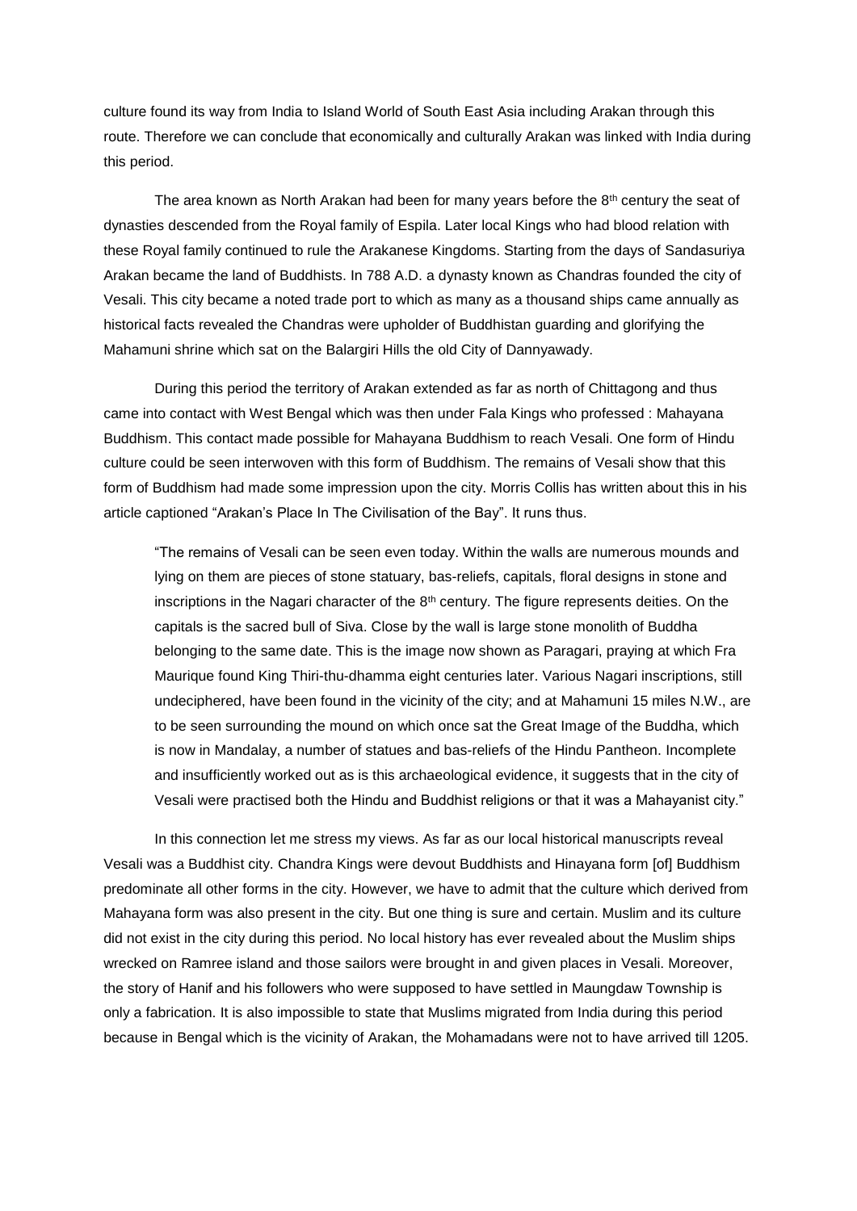culture found its way from India to Island World of South East Asia including Arakan through this route. Therefore we can conclude that economically and culturally Arakan was linked with India during this period.

The area known as North Arakan had been for many years before the 8th century the seat of dynasties descended from the Royal family of Espila. Later local Kings who had blood relation with these Royal family continued to rule the Arakanese Kingdoms. Starting from the days of Sandasuriya Arakan became the land of Buddhists. In 788 A.D. a dynasty known as Chandras founded the city of Vesali. This city became a noted trade port to which as many as a thousand ships came annually as historical facts revealed the Chandras were upholder of Buddhistan guarding and glorifying the Mahamuni shrine which sat on the Balargiri Hills the old City of Dannyawady.

During this period the territory of Arakan extended as far as north of Chittagong and thus came into contact with West Bengal which was then under Fala Kings who professed : Mahayana Buddhism. This contact made possible for Mahayana Buddhism to reach Vesali. One form of Hindu culture could be seen interwoven with this form of Buddhism. The remains of Vesali show that this form of Buddhism had made some impression upon the city. Morris Collis has written about this in his article captioned "Arakan's Place In The Civilisation of the Bay". It runs thus.

> "The remains of Vesali can be seen even today. Within the walls are numerous mounds and lying on them are pieces of stone statuary, bas-reliefs, capitals, floral designs in stone and inscriptions in the Nagari character of the 8th century. The figure represents deities. On the capitals is the sacred bull of Siva. Close by the wall is large stone monolith of Buddha belonging to the same date. This is the image now shown as Paragari, praying at which Fra Maurique found King Thiri-thu-dhamma eight centuries later. Various Nagari inscriptions, still undeciphered, have been found in the vicinity of the city; and at Mahamuni 15 miles N.W., are to be seen surrounding the mound on which once sat the Great Image of the Buddha, which is now in Mandalay, a number of statues and bas-reliefs of the Hindu Pantheon. Incomplete and insufficiently worked out as is this archaeological evidence, it suggests that in the city of Vesali were practised both the Hindu and Buddhist religions or that it was a Mahayanist city."

In this connection let me stress my views. As far as our local historical manuscripts reveal Vesali was a Buddhist city. Chandra Kings were devout Buddhists and Hinayana form [of] Buddhism predominate all other forms in the city. However, we have to admit that the culture which derived from Mahayana form was also present in the city. But one thing is sure and certain. Muslim and its culture did not exist in the city during this period. No local history has ever revealed about the Muslim ships wrecked on Ramree island and those sailors were brought in and given places in Vesali. Moreover, the story of Hanif and his followers who were supposed to have settled in Maungdaw Township is only a fabrication. It is also impossible to state that Muslims migrated from India during this period because in Bengal which is the vicinity of Arakan, the Mohamadans were not to have arrived till 1205.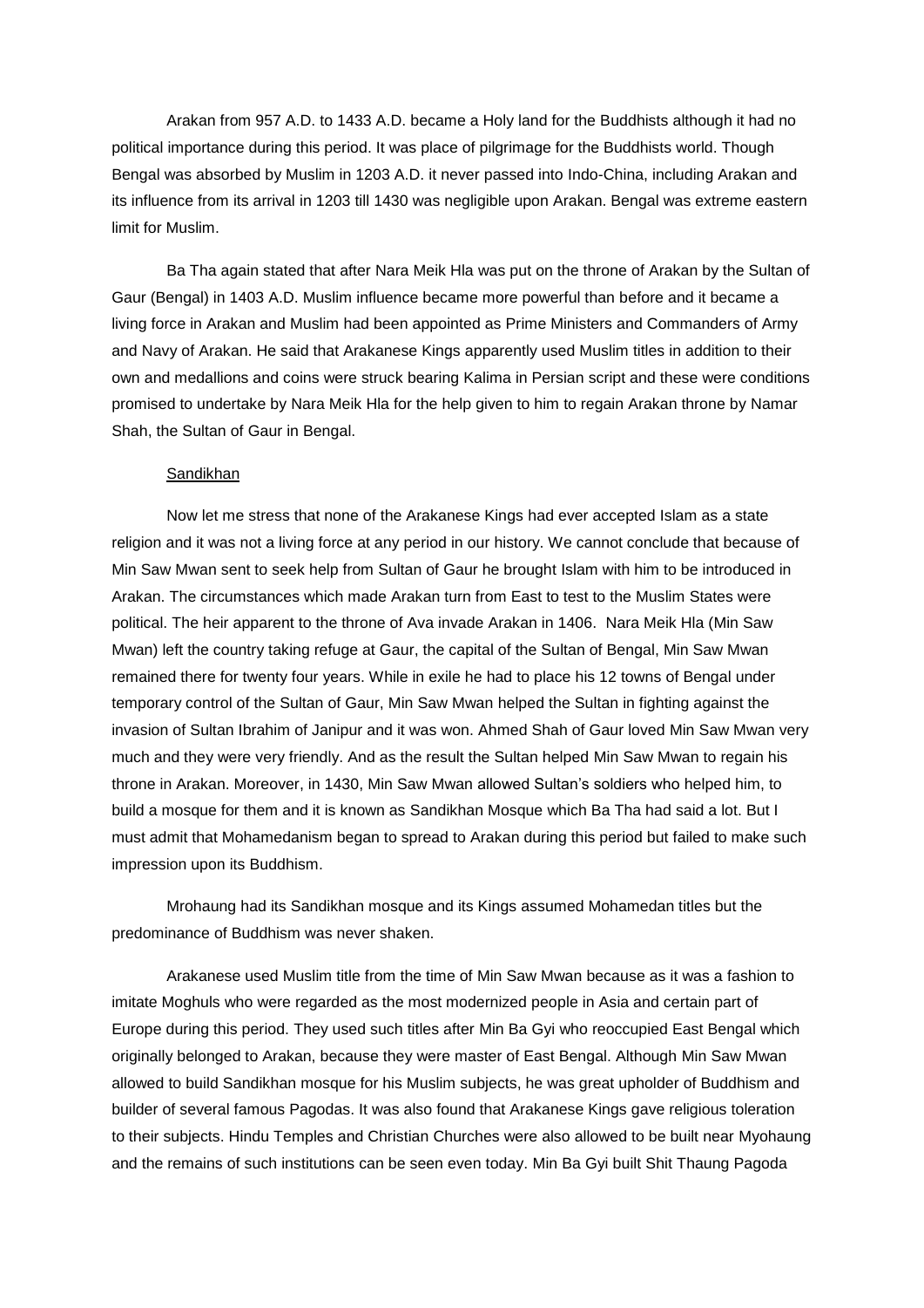Arakan from 957 A.D. to 1433 A.D. became a Holy land for the Buddhists although it had no political importance during this period. It was place of pilgrimage for the Buddhists world. Though Bengal was absorbed by Muslim in 1203 A.D. it never passed into Indo-China, including Arakan and its influence from its arrival in 1203 till 1430 was negligible upon Arakan. Bengal was extreme eastern limit for Muslim.

Ba Tha again stated that after Nara Meik Hla was put on the throne of Arakan by the Sultan of Gaur (Bengal) in 1403 A.D. Muslim influence became more powerful than before and it became a living force in Arakan and Muslim had been appointed as Prime Ministers and Commanders of Army and Navy of Arakan. He said that Arakanese Kings apparently used Muslim titles in addition to their own and medallions and coins were struck bearing Kalima in Persian script and these were conditions promised to undertake by Nara Meik Hla for the help given to him to regain Arakan throne by Namar Shah, the Sultan of Gaur in Bengal.

<u>Sandikhan</u>

Now let me stress that none of the Arakanese Kings had ever accepted Islam as a state religion and it was not a living force at any period in our history. We cannot conclude that because of Min Saw Mwan sent to seek help from Sultan of Gaur he brought Islam with him to be introduced in Arakan. The circumstances which made Arakan turn from East to test to the Muslim States were political. The heir apparent to the throne of Ava invade Arakan in 1406. Nara Meik Hla (Min Saw Mwan) left the country taking refuge at Gaur, the capital of the Sultan of Bengal, Min Saw Mwan remained there for twenty four years. While in exile he had to place his 12 towns of Bengal under temporary control of the Sultan of Gaur, Min Saw Mwan helped the Sultan in fighting against the invasion of Sultan Ibrahim of Janipur and it was won. Ahmed Shah of Gaur loved Min Saw Mwan very much and they were very friendly. And as the result the Sultan helped Min Saw Mwan to regain his throne in Arakan. Moreover, in 1430, Min Saw Mwan allowed Sultan's soldiers who helped him, to build a mosque for them and it is known as Sandikhan Mosque which Ba Tha had said a lot. But I must admit that Mohamedanism began to spread to Arakan during this period but failed to make such impression upon its Buddhism.

Mrohaung had its Sandikhan mosque and its Kings assumed Mohamedan titles but the predominance of Buddhism was never shaken.

Arakanese used Muslim title from the time of Min Saw Mwan because as it was a fashion to imitate Moghuls who were regarded as the most modernized people in Asia and certain part of Europe during this period. They used such titles after Min Ba Gyi who reoccupied East Bengal which originally belonged to Arakan, because they were master of East Bengal. Although Min Saw Mwan allowed to build Sandikhan mosque for his Muslim subjects, he was great upholder of Buddhism and builder of several famous Pagodas. It was also found that Arakanese Kings gave religious toleration to their subjects. Hindu Temples and Christian Churches were also allowed to be built near Myohaung and the remains of such institutions can be seen even today. Min Ba Gyi built Shit Thaung Pagoda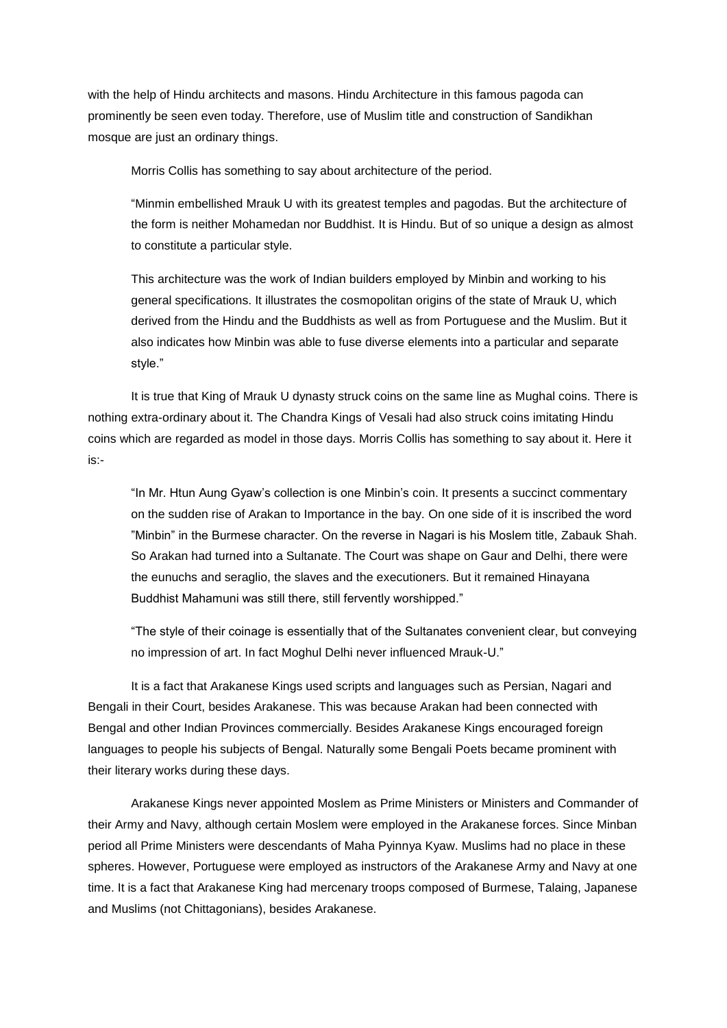with the help of Hindu architects and masons. Hindu Architecture in this famous pagoda can prominently be seen even today. Therefore, use of Muslim title and construction of Sandikhan mosque are just an ordinary things.

Morris Collis has something to say about architecture of the period.

> "Minmin embellished Mrauk U with its greatest temples and pagodas. But the architecture of the form is neither Mohamedan nor Buddhist. It is Hindu. But of so unique a design as almost to constitute a particular style.
>
> This architecture was the work of Indian builders employed by Minbin and working to his general specifications. It illustrates the cosmopolitan origins of the state of Mrauk U, which derived from the Hindu and the Buddhists as well as from Portuguese and the Muslim. But it also indicates how Minbin was able to fuse diverse elements into a particular and separate style."

It is true that King of Mrauk U dynasty struck coins on the same line as Mughal coins. There is nothing extra-ordinary about it. The Chandra Kings of Vesali had also struck coins imitating Hindu coins which are regarded as model in those days. Morris Collis has something to say about it. Here it is:-

> "In Mr. Htun Aung Gyaw's collection is one Minbin's coin. It presents a succinct commentary on the sudden rise of Arakan to Importance in the bay. On one side of it is inscribed the word "Minbin" in the Burmese character. On the reverse in Nagari is his Moslem title, Zabauk Shah. So Arakan had turned into a Sultanate. The Court was shape on Gaur and Delhi, there were the eunuchs and seraglio, the slaves and the executioners. But it remained Hinayana Buddhist Mahamuni was still there, still fervently worshipped."
>
> "The style of their coinage is essentially that of the Sultanates convenient clear, but conveying no impression of art. In fact Moghul Delhi never influenced Mrauk-U."

It is a fact that Arakanese Kings used scripts and languages such as Persian, Nagari and Bengali in their Court, besides Arakanese. This was because Arakan had been connected with Bengal and other Indian Provinces commercially. Besides Arakanese Kings encouraged foreign languages to people his subjects of Bengal. Naturally some Bengali Poets became prominent with their literary works during these days.

Arakanese Kings never appointed Moslem as Prime Ministers or Ministers and Commander of their Army and Navy, although certain Moslem were employed in the Arakanese forces. Since Minban period all Prime Ministers were descendants of Maha Pyinnya Kyaw. Muslims had no place in these spheres. However, Portuguese were employed as instructors of the Arakanese Army and Navy at one time. It is a fact that Arakanese King had mercenary troops composed of Burmese, Talaing, Japanese and Muslims (not Chittagonians), besides Arakanese.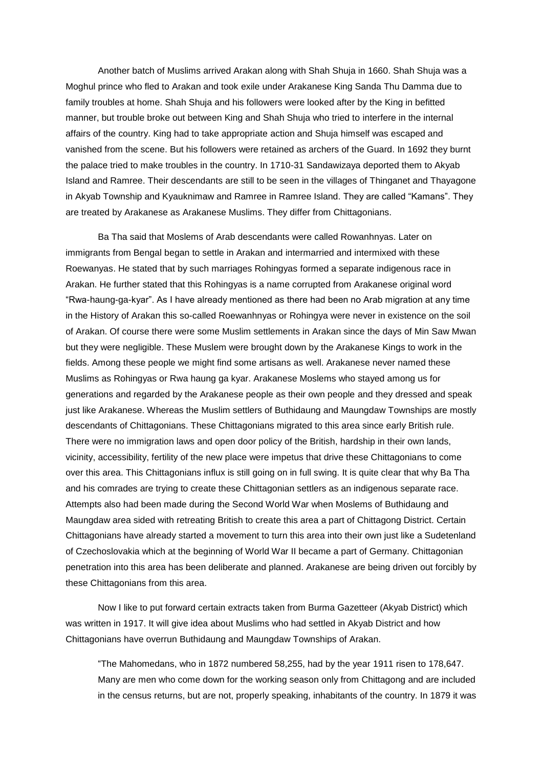Another batch of Muslims arrived Arakan along with Shah Shuja in 1660. Shah Shuja was a Moghul prince who fled to Arakan and took exile under Arakanese King Sanda Thu Damma due to family troubles at home. Shah Shuja and his followers were looked after by the King in befitted manner, but trouble broke out between King and Shah Shuja who tried to interfere in the internal affairs of the country. King had to take appropriate action and Shuja himself was escaped and vanished from the scene. But his followers were retained as archers of the Guard. In 1692 they burnt the palace tried to make troubles in the country. In 1710-31 Sandawizaya deported them to Akyab Island and Ramree. Their descendants are still to be seen in the villages of Thinganet and Thayagone in Akyab Township and Kyauknimaw and Ramree in Ramree Island. They are called "Kamans". They are treated by Arakanese as Arakanese Muslims. They differ from Chittagonians.

Ba Tha said that Moslems of Arab descendants were called Rowanhnyas. Later on immigrants from Bengal began to settle in Arakan and intermarried and intermixed with these Roewanyas. He stated that by such marriages Rohingyas formed a separate indigenous race in Arakan. He further stated that this Rohingyas is a name corrupted from Arakanese original word "Rwa-haung-ga-kyar". As I have already mentioned as there had been no Arab migration at any time in the History of Arakan this so-called Roewanhnyas or Rohingya were never in existence on the soil of Arakan. Of course there were some Muslim settlements in Arakan since the days of Min Saw Mwan but they were negligible. These Muslem were brought down by the Arakanese Kings to work in the fields. Among these people we might find some artisans as well. Arakanese never named these Muslims as Rohingyas or Rwa haung ga kyar. Arakanese Moslems who stayed among us for generations and regarded by the Arakanese people as their own people and they dressed and speak just like Arakanese. Whereas the Muslim settlers of Buthidaung and Maungdaw Townships are mostly descendants of Chittagonians. These Chittagonians migrated to this area since early British rule. There were no immigration laws and open door policy of the British, hardship in their own lands, vicinity, accessibility, fertility of the new place were impetus that drive these Chittagonians to come over this area. This Chittagonians influx is still going on in full swing. It is quite clear that why Ba Tha and his comrades are trying to create these Chittagonian settlers as an indigenous separate race. Attempts also had been made during the Second World War when Moslems of Buthidaung and Maungdaw area sided with retreating British to create this area a part of Chittagong District. Certain Chittagonians have already started a movement to turn this area into their own just like a Sudetenland of Czechoslovakia which at the beginning of World War II became a part of Germany. Chittagonian penetration into this area has been deliberate and planned. Arakanese are being driven out forcibly by these Chittagonians from this area.

Now I like to put forward certain extracts taken from Burma Gazetteer (Akyab District) which was written in 1917. It will give idea about Muslims who had settled in Akyab District and how Chittagonians have overrun Buthidaung and Maungdaw Townships of Arakan.

> "The Mahomedans, who in 1872 numbered 58,255, had by the year 1911 risen to 178,647. Many are men who come down for the working season only from Chittagong and are included in the census returns, but are not, properly speaking, inhabitants of the country. In 1879 it was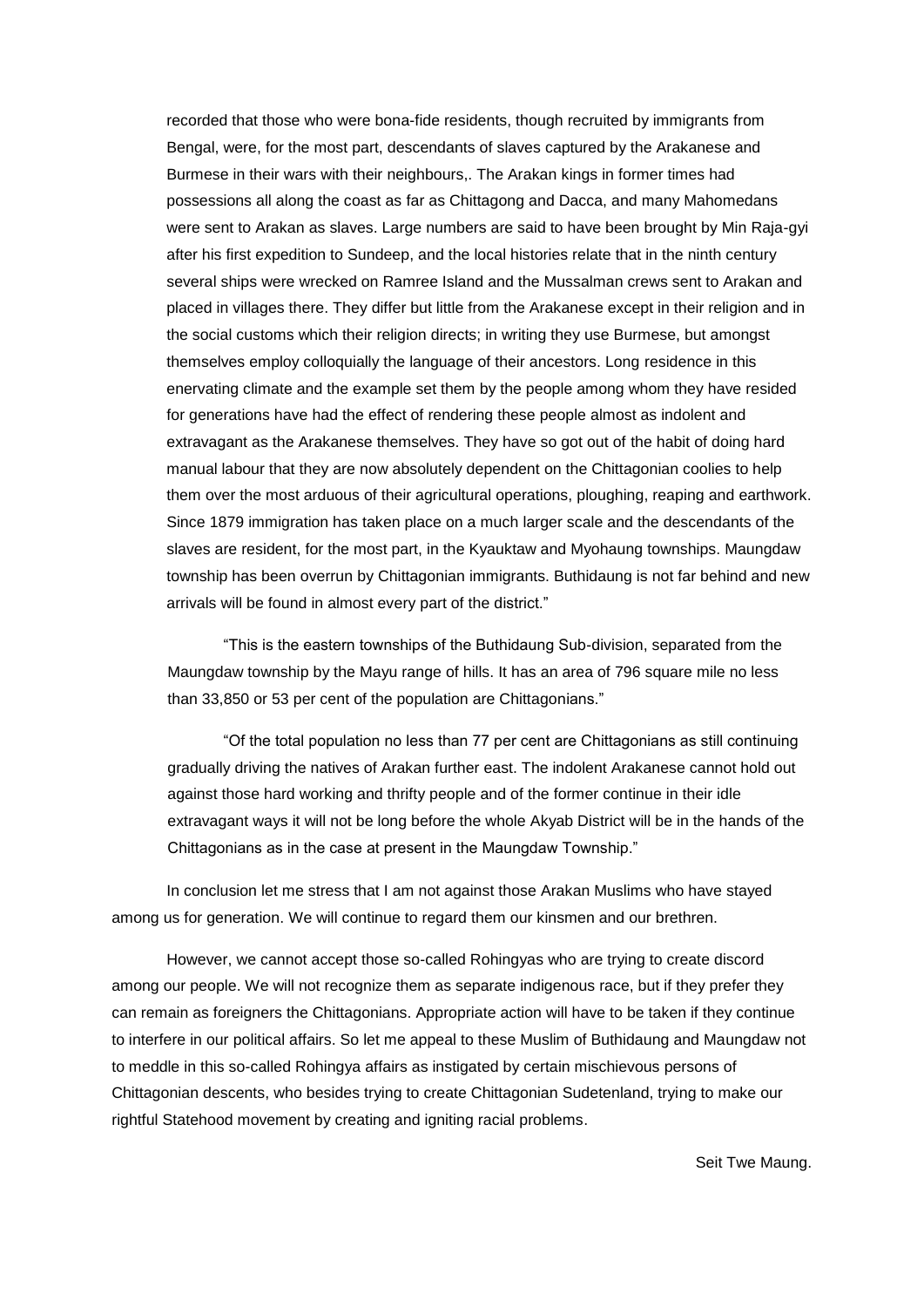recorded that those who were bona-fide residents, though recruited by immigrants from Bengal, were, for the most part, descendants of slaves captured by the Arakanese and Burmese in their wars with their neighbours,. The Arakan kings in former times had possessions all along the coast as far as Chittagong and Dacca, and many Mahomedans were sent to Arakan as slaves. Large numbers are said to have been brought by Min Raja-gyi after his first expedition to Sundeep, and the local histories relate that in the ninth century several ships were wrecked on Ramree Island and the Mussalman crews sent to Arakan and placed in villages there. They differ but little from the Arakanese except in their religion and in the social customs which their religion directs; in writing they use Burmese, but amongst themselves employ colloquially the language of their ancestors. Long residence in this enervating climate and the example set them by the people among whom they have resided for generations have had the effect of rendering these people almost as indolent and extravagant as the Arakanese themselves. They have so got out of the habit of doing hard manual labour that they are now absolutely dependent on the Chittagonian coolies to help them over the most arduous of their agricultural operations, ploughing, reaping and earthwork. Since 1879 immigration has taken place on a much larger scale and the descendants of the slaves are resident, for the most part, in the Kyauktaw and Myohaung townships. Maungdaw township has been overrun by Chittagonian immigrants. Buthidaung is not far behind and new arrivals will be found in almost every part of the district."

> "This is the eastern townships of the Buthidaung Sub-division, separated from the Maungdaw township by the Mayu range of hills. It has an area of 796 square mile no less than 33,850 or 53 per cent of the population are Chittagonians."

> "Of the total population no less than 77 per cent are Chittagonians as still continuing gradually driving the natives of Arakan further east. The indolent Arakanese cannot hold out against those hard working and thrifty people and of the former continue in their idle extravagant ways it will not be long before the whole Akyab District will be in the hands of the Chittagonians as in the case at present in the Maungdaw Township."

In conclusion let me stress that I am not against those Arakan Muslims who have stayed among us for generation. We will continue to regard them our kinsmen and our brethren.

However, we cannot accept those so-called Rohingyas who are trying to create discord among our people. We will not recognize them as separate indigenous race, but if they prefer they can remain as foreigners the Chittagonians. Appropriate action will have to be taken if they continue to interfere in our political affairs. So let me appeal to these Muslim of Buthidaung and Maungdaw not to meddle in this so-called Rohingya affairs as instigated by certain mischievous persons of Chittagonian descents, who besides trying to create Chittagonian Sudetenland, trying to make our rightful Statehood movement by creating and igniting racial problems.

Seit Twe Maung.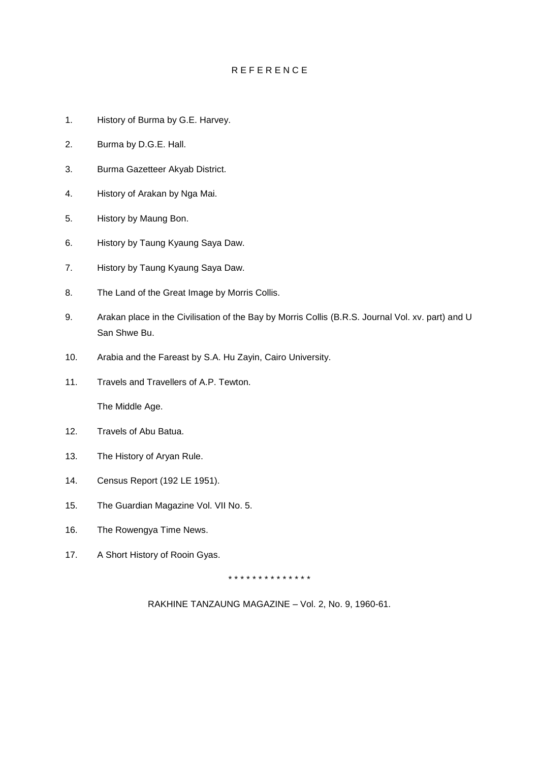# R E F E R E N C E

1. History of Burma by G.E. Harvey.
2. Burma by D.G.E. Hall.
3. Burma Gazetteer Akyab District.
4. History of Arakan by Nga Mai.
5. History by Maung Bon.
6. History by Taung Kyaung Saya Daw.
7. History by Taung Kyaung Saya Daw.
8. The Land of the Great Image by Morris Collis.
9. Arakan place in the Civilisation of the Bay by Morris Collis (B.R.S. Journal Vol. xv. part) and U San Shwe Bu.
10. Arabia and the Fareast by S.A. Hu Zayin, Cairo University.
11. Travels and Travellers of A.P. Tewton.

    The Middle Age.
12. Travels of Abu Batua.
13. The History of Aryan Rule.
14. Census Report (192 LE 1951).
15. The Guardian Magazine Vol. VII No. 5.
16. The Rowengya Time News.
17. A Short History of Rooin Gyas.

\* \* \* \* \* \* \* \* \* \* \* \* \* \*

RAKHINE TANZAUNG MAGAZINE – Vol. 2, No. 9, 1960-61.